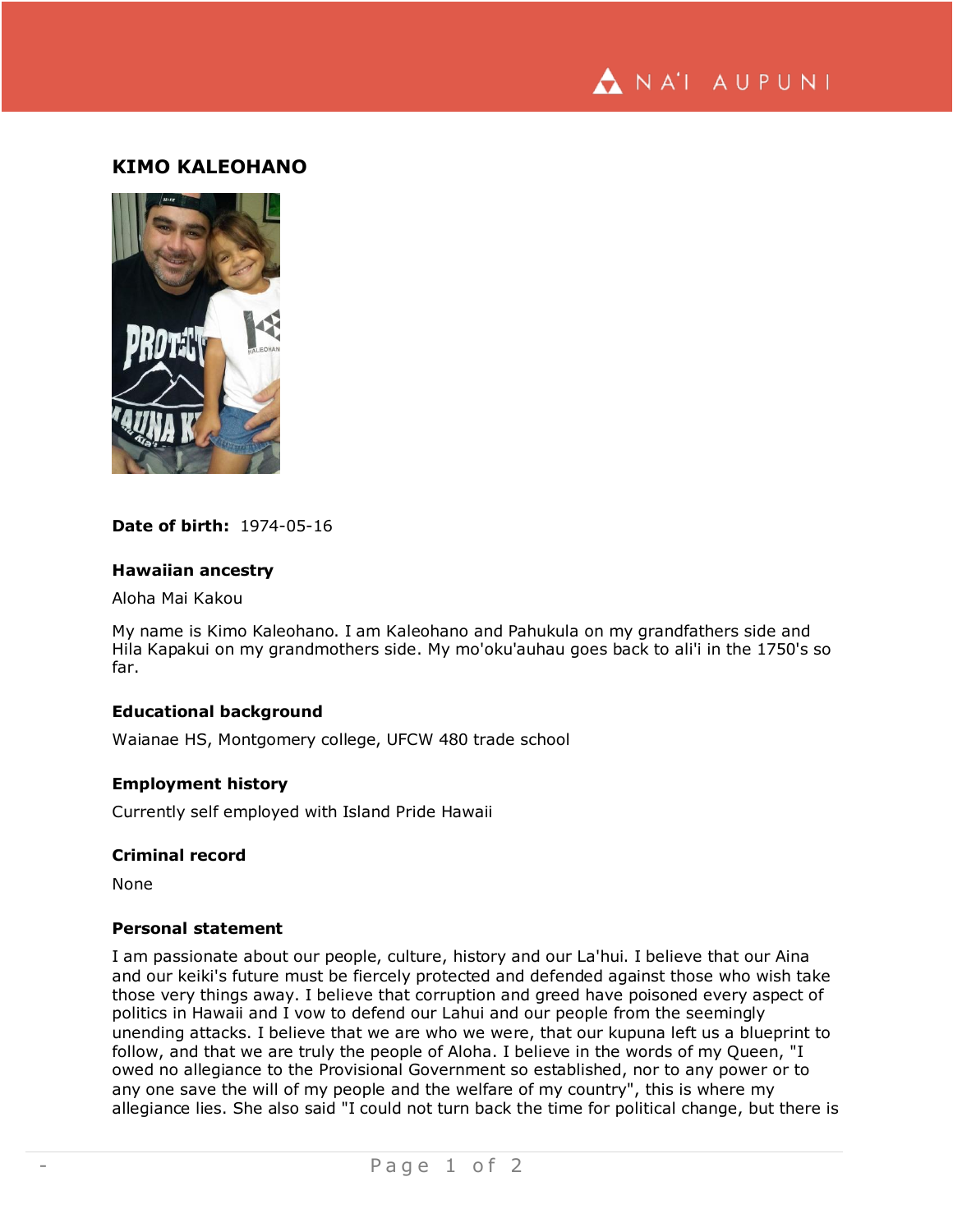# KIMO KALEOHANO

**Date of birth:** 1974-05-16

### Hawaiian ancestry

Aloha Mai Kakou

My name is Kimo Kaleohano. I am Kaleohano and Pahukula on my grandfathers side and Hila Kapakui on my grandmothers side. My mo'oku'auhau goes back to ali'i in the 1750's so far.

### Educational background

Waianae HS, Montgomery college, UFCW 480 trade school

### Employment history

Currently self employed with Island Pride Hawaii

### Criminal record

None

### Personal statement

I am passionate about our people, culture, history and our La'hui. I believe that our Aina and our keiki's future must be fiercely protected and defended against those who wish take those very things away. I believe that corruption and greed have poisoned every aspect of politics in Hawaii and I vow to defend our Lahui and our people from the seemingly unending attacks. I believe that we are who we were, that our kupuna left us a blueprint to follow, and that we are truly the people of Aloha. I believe in the words of my Queen, "I owed no allegiance to the Provisional Government so established, nor to any power or to any one save the will of my people and the welfare of my country", this is where my allegiance lies. She also said "I could not turn back the time for political change, but there is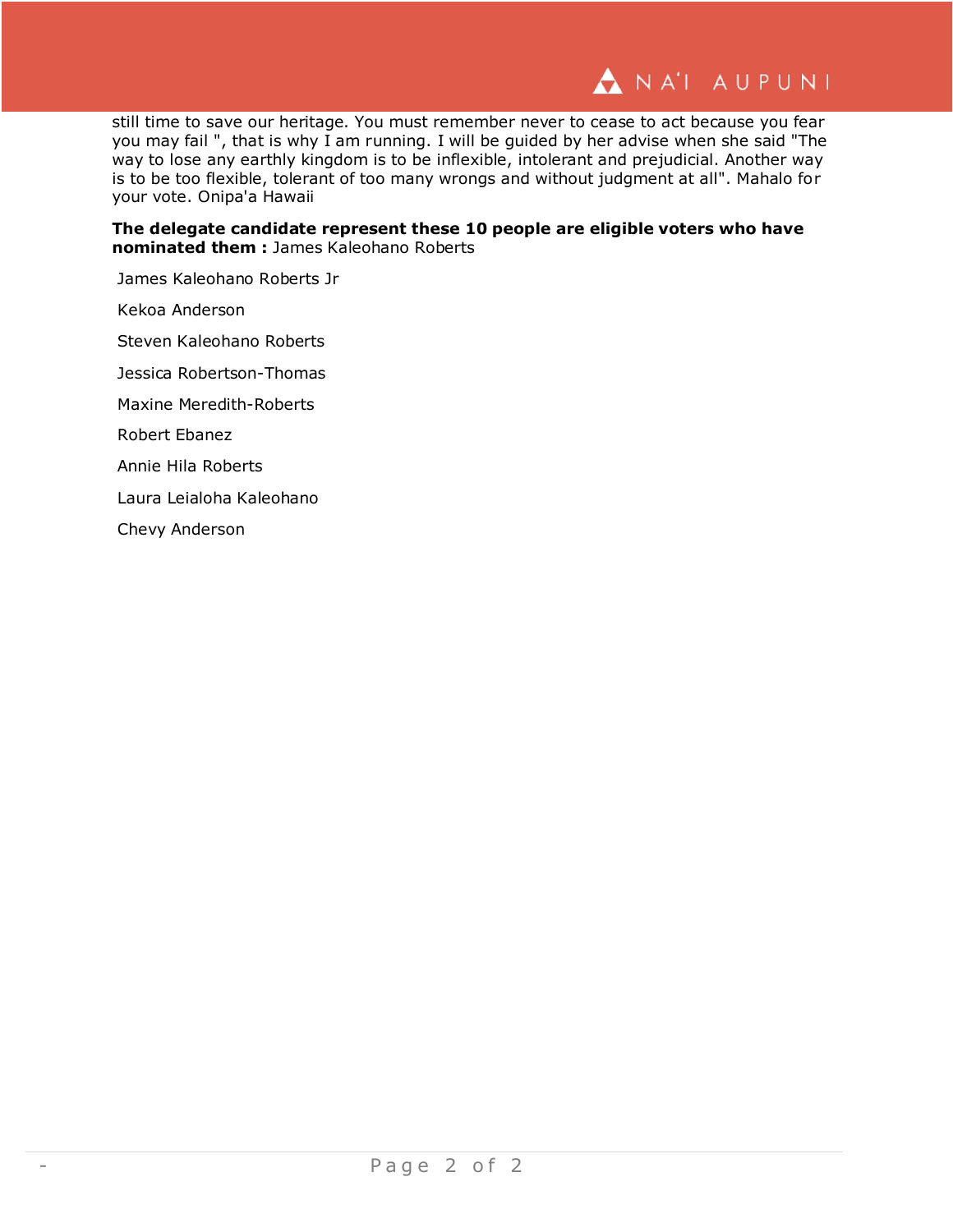still time to save our heritage. You must remember never to cease to act because you fear you may fail ", that is why I am running. I will be guided by her advise when she said "The way to lose any earthly kingdom is to be inflexible, intolerant and prejudicial. Another way is to be too flexible, tolerant of too many wrongs and without judgment at all". Mahalo for your vote. Onipa'a Hawaii

**The delegate candidate represent these 10 people are eligible voters who have nominated them :** James Kaleohano Roberts

James Kaleohano Roberts Jr

Kekoa Anderson

Steven Kaleohano Roberts

Jessica Robertson-Thomas

Maxine Meredith-Roberts

Robert Ebanez

Annie Hila Roberts

Laura Leialoha Kaleohano

Chevy Anderson